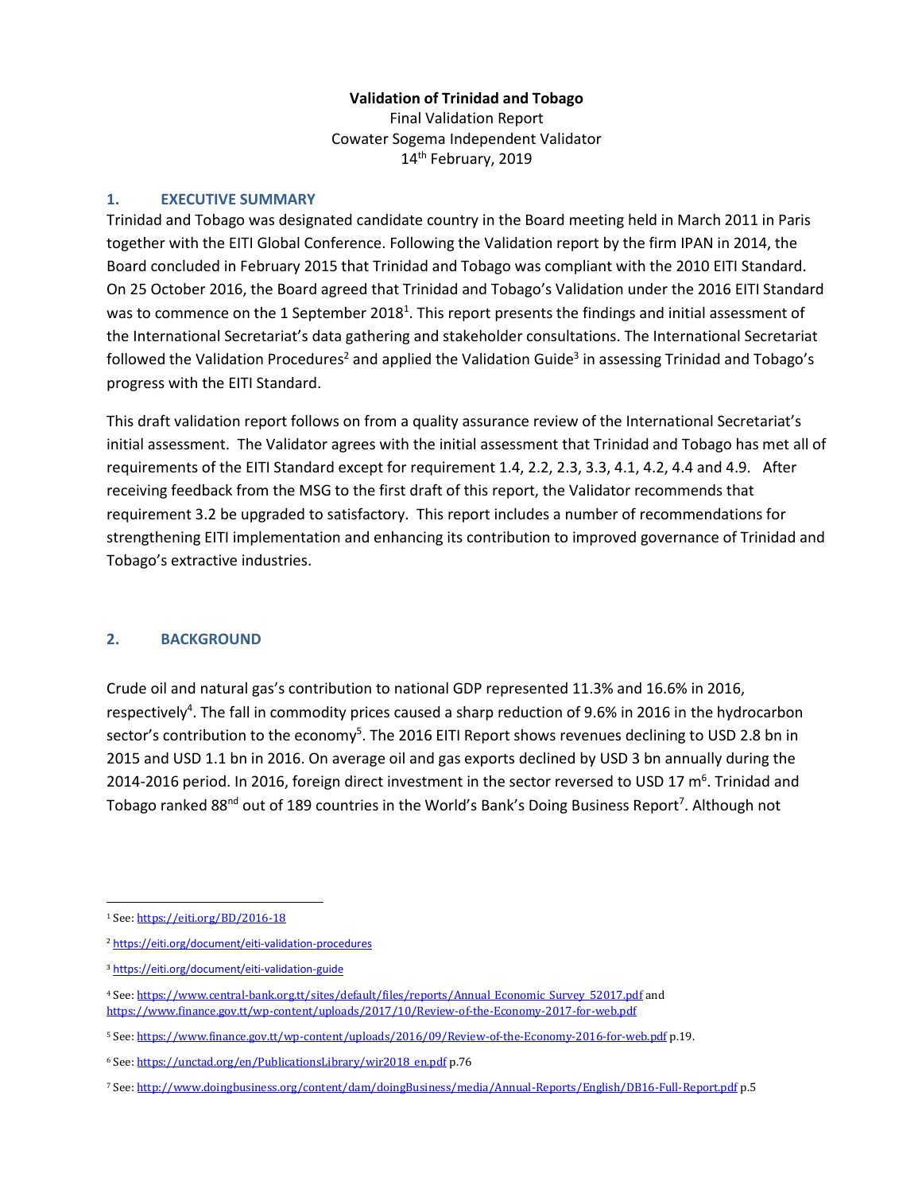**Validation of Trinidad and Tobago**

Final Validation Report

Cowater Sogema Independent Validator

14th February, 2019

## 1. EXECUTIVE SUMMARY

Trinidad and Tobago was designated candidate country in the Board meeting held in March 2011 in Paris together with the EITI Global Conference. Following the Validation report by the firm IPAN in 2014, the Board concluded in February 2015 that Trinidad and Tobago was compliant with the 2010 EITI Standard. On 25 October 2016, the Board agreed that Trinidad and Tobago's Validation under the 2016 EITI Standard was to commence on the 1 September 2018[1]. This report presents the findings and initial assessment of the International Secretariat's data gathering and stakeholder consultations. The International Secretariat followed the Validation Procedures[2] and applied the Validation Guide[3] in assessing Trinidad and Tobago's progress with the EITI Standard.

This draft validation report follows on from a quality assurance review of the International Secretariat's initial assessment. The Validator agrees with the initial assessment that Trinidad and Tobago has met all of requirements of the EITI Standard except for requirement 1.4, 2.2, 2.3, 3.3, 4.1, 4.2, 4.4 and 4.9. After receiving feedback from the MSG to the first draft of this report, the Validator recommends that requirement 3.2 be upgraded to satisfactory. This report includes a number of recommendations for strengthening EITI implementation and enhancing its contribution to improved governance of Trinidad and Tobago's extractive industries.

## 2. BACKGROUND

Crude oil and natural gas's contribution to national GDP represented 11.3% and 16.6% in 2016, respectively[4]. The fall in commodity prices caused a sharp reduction of 9.6% in 2016 in the hydrocarbon sector's contribution to the economy[5]. The 2016 EITI Report shows revenues declining to USD 2.8 bn in 2015 and USD 1.1 bn in 2016. On average oil and gas exports declined by USD 3 bn annually during the 2014-2016 period. In 2016, foreign direct investment in the sector reversed to USD 17 m[6]. Trinidad and Tobago ranked 88th out of 189 countries in the World's Bank's Doing Business Report[7]. Although not

---

[1] See: https://eiti.org/BD/2016-18

[2] https://eiti.org/document/eiti-validation-procedures

[3] https://eiti.org/document/eiti-validation-guide

[4] See: https://www.central-bank.org.tt/sites/default/files/reports/Annual_Economic_Survey_52017.pdf and https://www.finance.gov.tt/wp-content/uploads/2017/10/Review-of-the-Economy-2017-for-web.pdf

[5] See: https://www.finance.gov.tt/wp-content/uploads/2016/09/Review-of-the-Economy-2016-for-web.pdf p.19.

[6] See: https://unctad.org/en/PublicationsLibrary/wir2018_en.pdf p.76

[7] See: http://www.doingbusiness.org/content/dam/doingBusiness/media/Annual-Reports/English/DB16-Full-Report.pdf p.5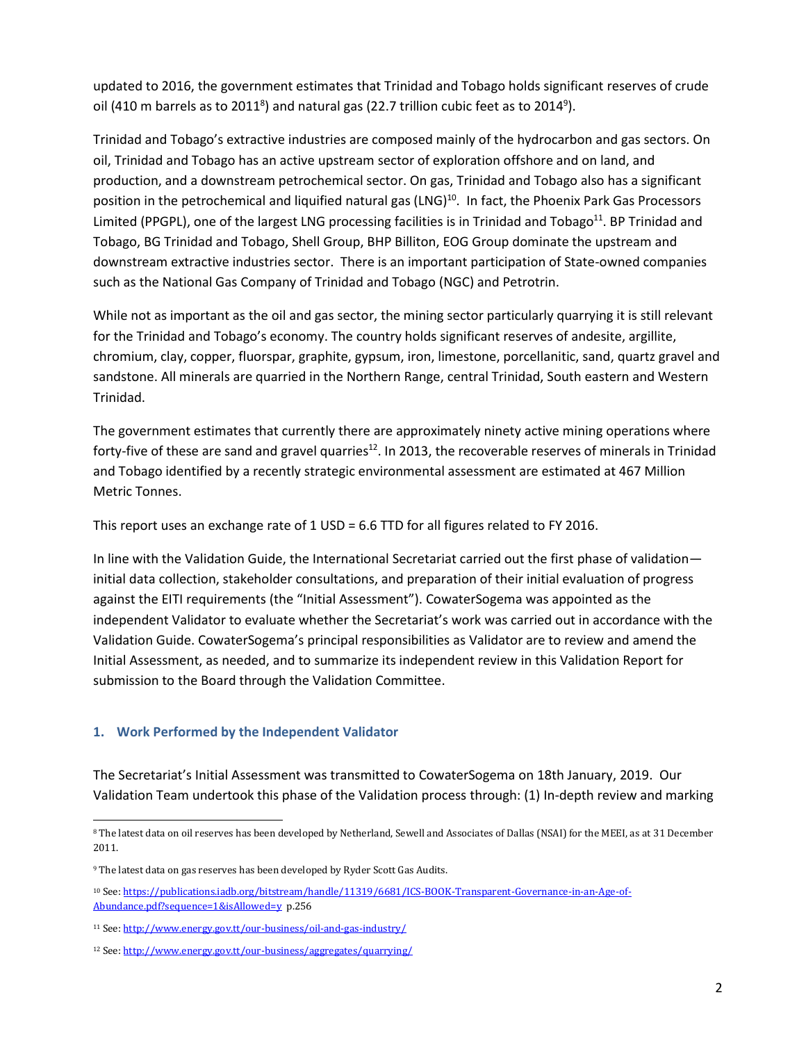updated to 2016, the government estimates that Trinidad and Tobago holds significant reserves of crude oil (410 m barrels as to 2011[8]) and natural gas (22.7 trillion cubic feet as to 2014[9]).

Trinidad and Tobago's extractive industries are composed mainly of the hydrocarbon and gas sectors. On oil, Trinidad and Tobago has an active upstream sector of exploration offshore and on land, and production, and a downstream petrochemical sector. On gas, Trinidad and Tobago also has a significant position in the petrochemical and liquified natural gas (LNG)[10]. In fact, the Phoenix Park Gas Processors Limited (PPGPL), one of the largest LNG processing facilities is in Trinidad and Tobago[11]. BP Trinidad and Tobago, BG Trinidad and Tobago, Shell Group, BHP Billiton, EOG Group dominate the upstream and downstream extractive industries sector. There is an important participation of State-owned companies such as the National Gas Company of Trinidad and Tobago (NGC) and Petrotrin.

While not as important as the oil and gas sector, the mining sector particularly quarrying it is still relevant for the Trinidad and Tobago's economy. The country holds significant reserves of andesite, argillite, chromium, clay, copper, fluorspar, graphite, gypsum, iron, limestone, porcellanitic, sand, quartz gravel and sandstone. All minerals are quarried in the Northern Range, central Trinidad, South eastern and Western Trinidad.

The government estimates that currently there are approximately ninety active mining operations where forty-five of these are sand and gravel quarries[12]. In 2013, the recoverable reserves of minerals in Trinidad and Tobago identified by a recently strategic environmental assessment are estimated at 467 Million Metric Tonnes.

This report uses an exchange rate of 1 USD = 6.6 TTD for all figures related to FY 2016.

In line with the Validation Guide, the International Secretariat carried out the first phase of validation—initial data collection, stakeholder consultations, and preparation of their initial evaluation of progress against the EITI requirements (the "Initial Assessment"). CowaterSogema was appointed as the independent Validator to evaluate whether the Secretariat's work was carried out in accordance with the Validation Guide. CowaterSogema's principal responsibilities as Validator are to review and amend the Initial Assessment, as needed, and to summarize its independent review in this Validation Report for submission to the Board through the Validation Committee.

## 1. Work Performed by the Independent Validator

The Secretariat's Initial Assessment was transmitted to CowaterSogema on 18th January, 2019. Our Validation Team undertook this phase of the Validation process through: (1) In-depth review and marking

---

[8] The latest data on oil reserves has been developed by Netherland, Sewell and Associates of Dallas (NSAI) for the MEEI, as at 31 December 2011.

[9] The latest data on gas reserves has been developed by Ryder Scott Gas Audits.

[10] See: https://publications.iadb.org/bitstream/handle/11319/6681/ICS-BOOK-Transparent-Governance-in-an-Age-of-Abundance.pdf?sequence=1&isAllowed=y p.256

[11] See: http://www.energy.gov.tt/our-business/oil-and-gas-industry/

[12] See: http://www.energy.gov.tt/our-business/aggregates/quarrying/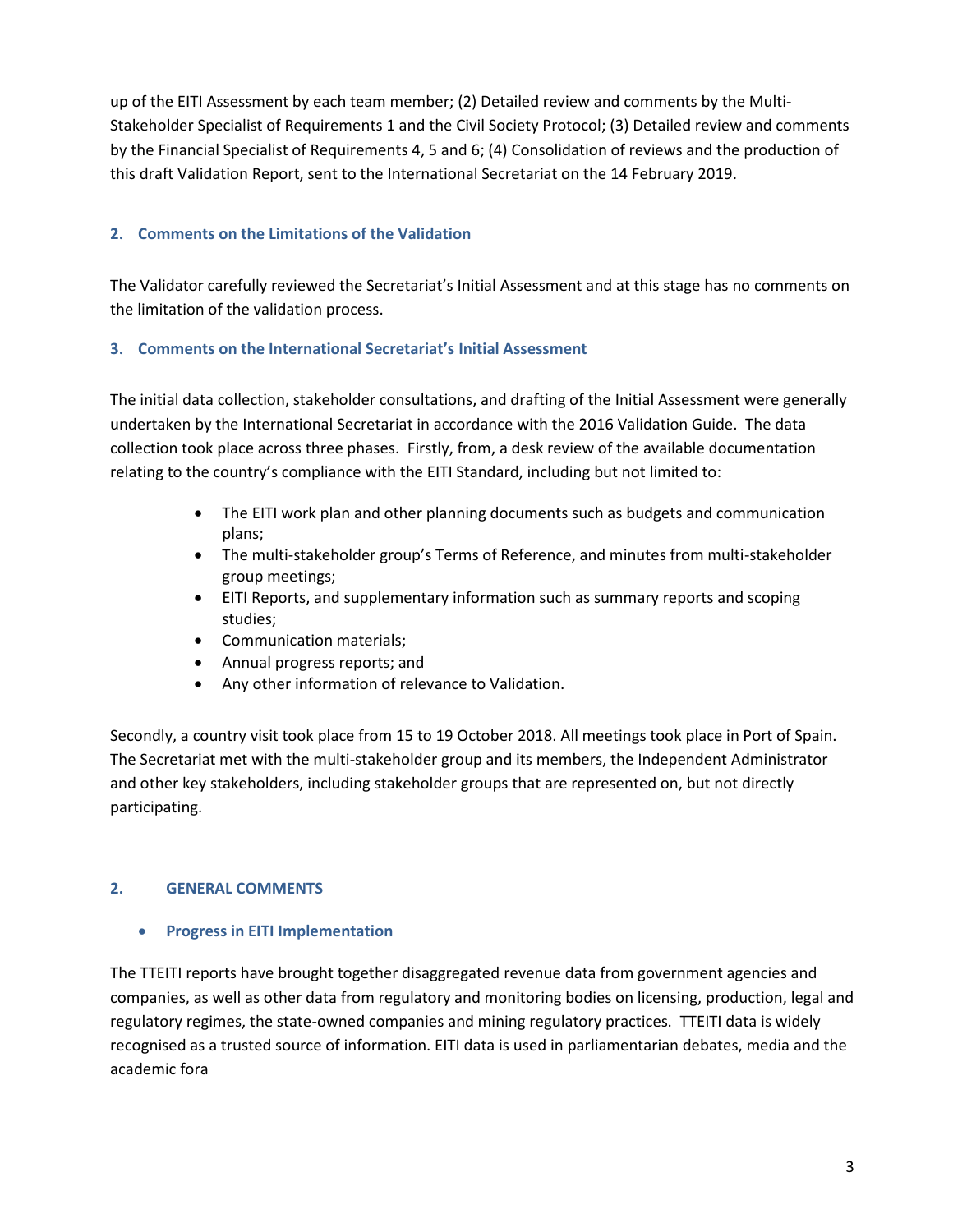up of the EITI Assessment by each team member; (2) Detailed review and comments by the Multi-Stakeholder Specialist of Requirements 1 and the Civil Society Protocol; (3) Detailed review and comments by the Financial Specialist of Requirements 4, 5 and 6; (4) Consolidation of reviews and the production of this draft Validation Report, sent to the International Secretariat on the 14 February 2019.

### 2. Comments on the Limitations of the Validation

The Validator carefully reviewed the Secretariat's Initial Assessment and at this stage has no comments on the limitation of the validation process.

### 3. Comments on the International Secretariat's Initial Assessment

The initial data collection, stakeholder consultations, and drafting of the Initial Assessment were generally undertaken by the International Secretariat in accordance with the 2016 Validation Guide. The data collection took place across three phases. Firstly, from, a desk review of the available documentation relating to the country's compliance with the EITI Standard, including but not limited to:

- The EITI work plan and other planning documents such as budgets and communication plans;
- The multi-stakeholder group's Terms of Reference, and minutes from multi-stakeholder group meetings;
- EITI Reports, and supplementary information such as summary reports and scoping studies;
- Communication materials;
- Annual progress reports; and
- Any other information of relevance to Validation.

Secondly, a country visit took place from 15 to 19 October 2018. All meetings took place in Port of Spain. The Secretariat met with the multi-stakeholder group and its members, the Independent Administrator and other key stakeholders, including stakeholder groups that are represented on, but not directly participating.

## 2. GENERAL COMMENTS

- **Progress in EITI Implementation**

The TTEITI reports have brought together disaggregated revenue data from government agencies and companies, as well as other data from regulatory and monitoring bodies on licensing, production, legal and regulatory regimes, the state-owned companies and mining regulatory practices. TTEITI data is widely recognised as a trusted source of information. EITI data is used in parliamentarian debates, media and the academic fora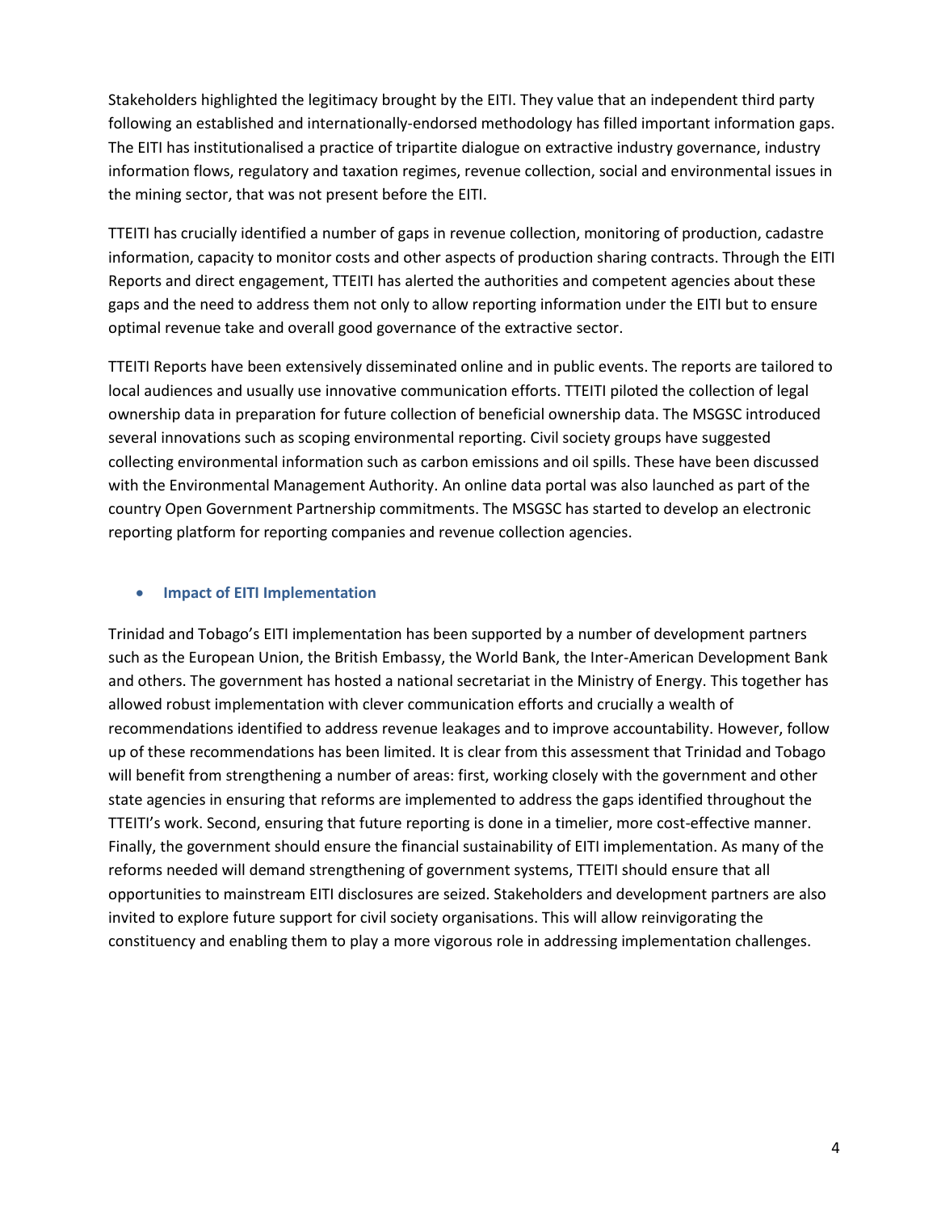Stakeholders highlighted the legitimacy brought by the EITI. They value that an independent third party following an established and internationally-endorsed methodology has filled important information gaps. The EITI has institutionalised a practice of tripartite dialogue on extractive industry governance, industry information flows, regulatory and taxation regimes, revenue collection, social and environmental issues in the mining sector, that was not present before the EITI.

TTEITI has crucially identified a number of gaps in revenue collection, monitoring of production, cadastre information, capacity to monitor costs and other aspects of production sharing contracts. Through the EITI Reports and direct engagement, TTEITI has alerted the authorities and competent agencies about these gaps and the need to address them not only to allow reporting information under the EITI but to ensure optimal revenue take and overall good governance of the extractive sector.

TTEITI Reports have been extensively disseminated online and in public events. The reports are tailored to local audiences and usually use innovative communication efforts. TTEITI piloted the collection of legal ownership data in preparation for future collection of beneficial ownership data. The MSGSC introduced several innovations such as scoping environmental reporting. Civil society groups have suggested collecting environmental information such as carbon emissions and oil spills. These have been discussed with the Environmental Management Authority. An online data portal was also launched as part of the country Open Government Partnership commitments. The MSGSC has started to develop an electronic reporting platform for reporting companies and revenue collection agencies.

- **Impact of EITI Implementation**

Trinidad and Tobago's EITI implementation has been supported by a number of development partners such as the European Union, the British Embassy, the World Bank, the Inter-American Development Bank and others. The government has hosted a national secretariat in the Ministry of Energy. This together has allowed robust implementation with clever communication efforts and crucially a wealth of recommendations identified to address revenue leakages and to improve accountability. However, follow up of these recommendations has been limited. It is clear from this assessment that Trinidad and Tobago will benefit from strengthening a number of areas: first, working closely with the government and other state agencies in ensuring that reforms are implemented to address the gaps identified throughout the TTEITI's work. Second, ensuring that future reporting is done in a timelier, more cost-effective manner. Finally, the government should ensure the financial sustainability of EITI implementation. As many of the reforms needed will demand strengthening of government systems, TTEITI should ensure that all opportunities to mainstream EITI disclosures are seized. Stakeholders and development partners are also invited to explore future support for civil society organisations. This will allow reinvigorating the constituency and enabling them to play a more vigorous role in addressing implementation challenges.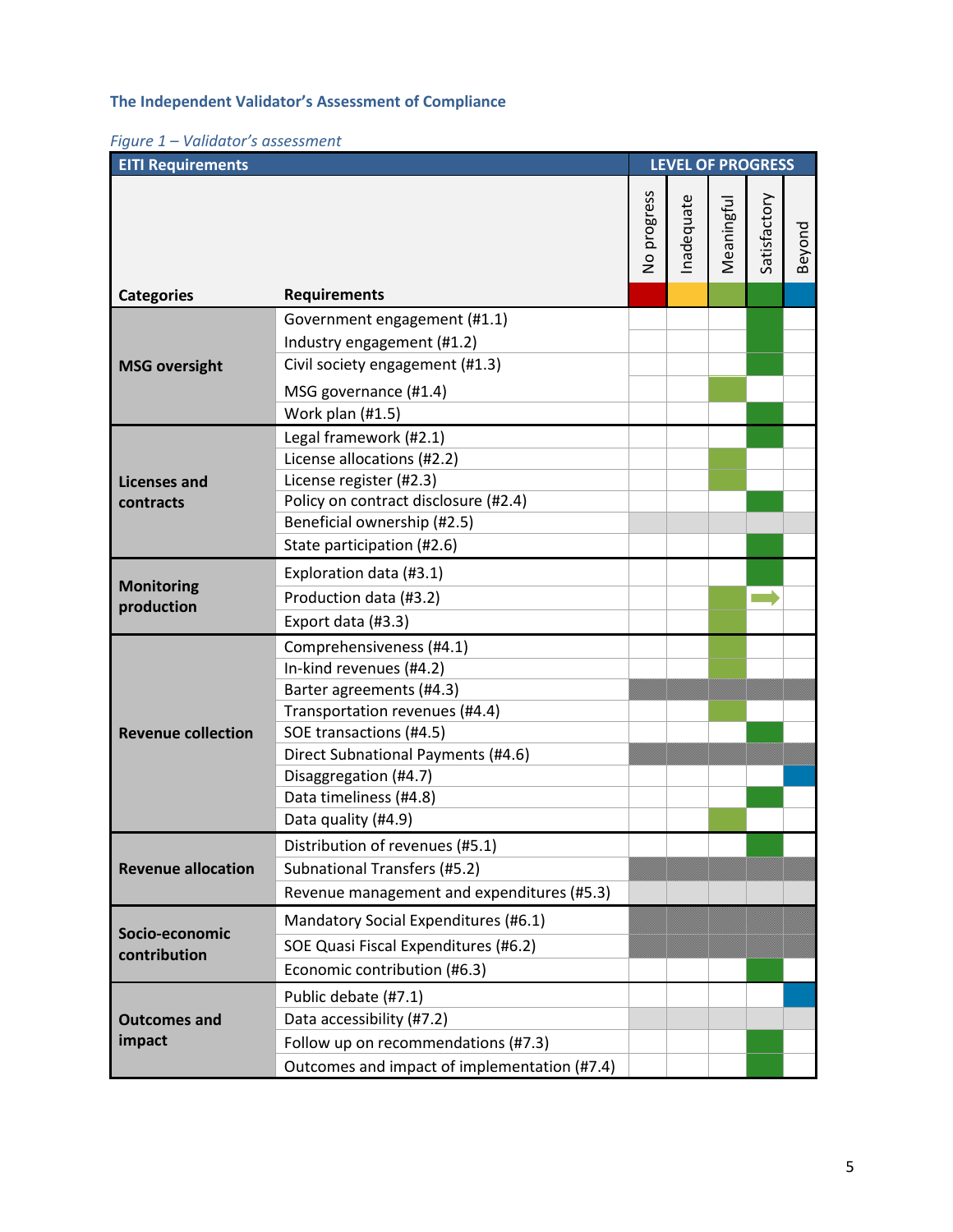### The Independent Validator's Assessment of Compliance

*Figure 1 – Validator's assessment*

| EITI Requirements | | LEVEL OF PROGRESS | | | | |
|---|---|---|---|---|---|---|
| Categories | Requirements | No progress | Inadequate | Meaningful | Satisfactory | Beyond |
| MSG oversight | Government engagement (#1.1) | | | | X | |
| | Industry engagement (#1.2) | | | | X | |
| | Civil society engagement (#1.3) | | | | X | |
| | MSG governance (#1.4) | | | X | | |
| | Work plan (#1.5) | | | | X | |
| Licenses and contracts | Legal framework (#2.1) | | | | X | |
| | License allocations (#2.2) | | | X | | |
| | License register (#2.3) | | | X | | |
| | Policy on contract disclosure (#2.4) | | | | X | |
| | Beneficial ownership (#2.5) | | | | | |
| | State participation (#2.6) | | | | X | |
| Monitoring production | Exploration data (#3.1) | | | | X | |
| | Production data (#3.2) | | | X | → | |
| | Export data (#3.3) | | | X | | |
| Revenue collection | Comprehensiveness (#4.1) | | | X | | |
| | In-kind revenues (#4.2) | | | X | | |
| | Barter agreements (#4.3) | | | | | |
| | Transportation revenues (#4.4) | | | X | | |
| | SOE transactions (#4.5) | | | | X | |
| | Direct Subnational Payments (#4.6) | | | | | |
| | Disaggregation (#4.7) | | | | | X |
| | Data timeliness (#4.8) | | | | X | |
| | Data quality (#4.9) | | | X | | |
| Revenue allocation | Distribution of revenues (#5.1) | | | | X | |
| | Subnational Transfers (#5.2) | | | | | |
| | Revenue management and expenditures (#5.3) | | | | | |
| Socio-economic contribution | Mandatory Social Expenditures (#6.1) | | | | | |
| | SOE Quasi Fiscal Expenditures (#6.2) | | | | | |
| | Economic contribution (#6.3) | | | | X | |
| Outcomes and impact | Public debate (#7.1) | | | | | X |
| | Data accessibility (#7.2) | | | | | |
| | Follow up on recommendations (#7.3) | | | | X | |
| | Outcomes and impact of implementation (#7.4) | | | | X | |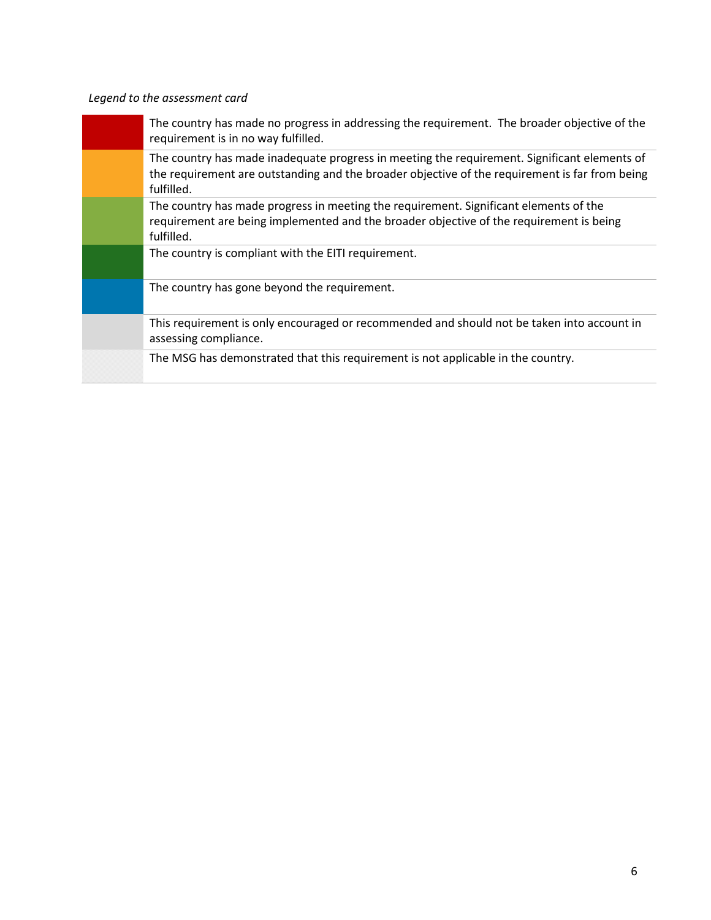*Legend to the assessment card*

| | |
|---|---|
| | The country has made no progress in addressing the requirement. The broader objective of the requirement is in no way fulfilled. |
| | The country has made inadequate progress in meeting the requirement. Significant elements of the requirement are outstanding and the broader objective of the requirement is far from being fulfilled. |
| | The country has made progress in meeting the requirement. Significant elements of the requirement are being implemented and the broader objective of the requirement is being fulfilled. |
| | The country is compliant with the EITI requirement. |
| | The country has gone beyond the requirement. |
| | This requirement is only encouraged or recommended and should not be taken into account in assessing compliance. |
| | The MSG has demonstrated that this requirement is not applicable in the country. |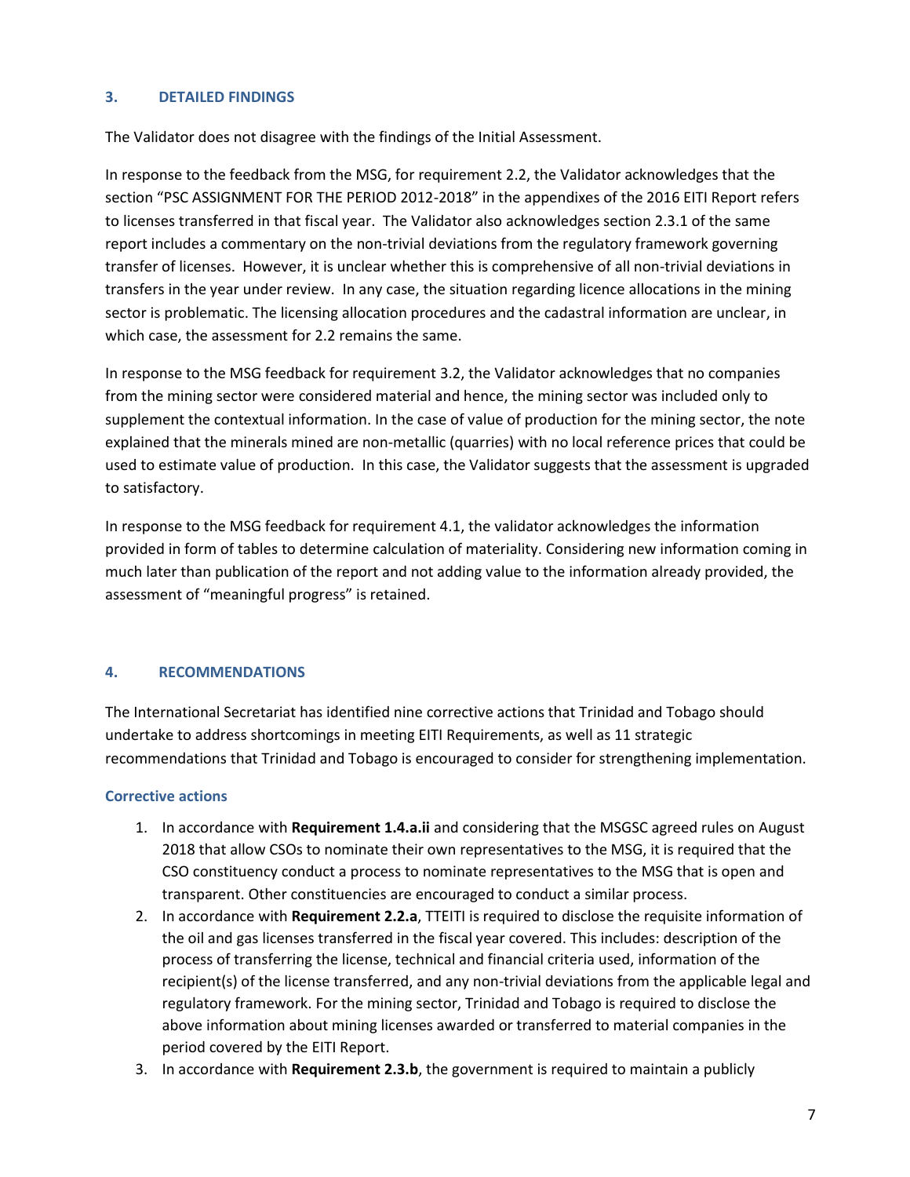## 3. DETAILED FINDINGS

The Validator does not disagree with the findings of the Initial Assessment.

In response to the feedback from the MSG, for requirement 2.2, the Validator acknowledges that the section "PSC ASSIGNMENT FOR THE PERIOD 2012-2018" in the appendixes of the 2016 EITI Report refers to licenses transferred in that fiscal year. The Validator also acknowledges section 2.3.1 of the same report includes a commentary on the non-trivial deviations from the regulatory framework governing transfer of licenses. However, it is unclear whether this is comprehensive of all non-trivial deviations in transfers in the year under review. In any case, the situation regarding licence allocations in the mining sector is problematic. The licensing allocation procedures and the cadastral information are unclear, in which case, the assessment for 2.2 remains the same.

In response to the MSG feedback for requirement 3.2, the Validator acknowledges that no companies from the mining sector were considered material and hence, the mining sector was included only to supplement the contextual information. In the case of value of production for the mining sector, the note explained that the minerals mined are non-metallic (quarries) with no local reference prices that could be used to estimate value of production. In this case, the Validator suggests that the assessment is upgraded to satisfactory.

In response to the MSG feedback for requirement 4.1, the validator acknowledges the information provided in form of tables to determine calculation of materiality. Considering new information coming in much later than publication of the report and not adding value to the information already provided, the assessment of "meaningful progress" is retained.

## 4. RECOMMENDATIONS

The International Secretariat has identified nine corrective actions that Trinidad and Tobago should undertake to address shortcomings in meeting EITI Requirements, as well as 11 strategic recommendations that Trinidad and Tobago is encouraged to consider for strengthening implementation.

### Corrective actions

1. In accordance with **Requirement 1.4.a.ii** and considering that the MSGSC agreed rules on August 2018 that allow CSOs to nominate their own representatives to the MSG, it is required that the CSO constituency conduct a process to nominate representatives to the MSG that is open and transparent. Other constituencies are encouraged to conduct a similar process.
2. In accordance with **Requirement 2.2.a**, TTEITI is required to disclose the requisite information of the oil and gas licenses transferred in the fiscal year covered. This includes: description of the process of transferring the license, technical and financial criteria used, information of the recipient(s) of the license transferred, and any non-trivial deviations from the applicable legal and regulatory framework. For the mining sector, Trinidad and Tobago is required to disclose the above information about mining licenses awarded or transferred to material companies in the period covered by the EITI Report.
3. In accordance with **Requirement 2.3.b**, the government is required to maintain a publicly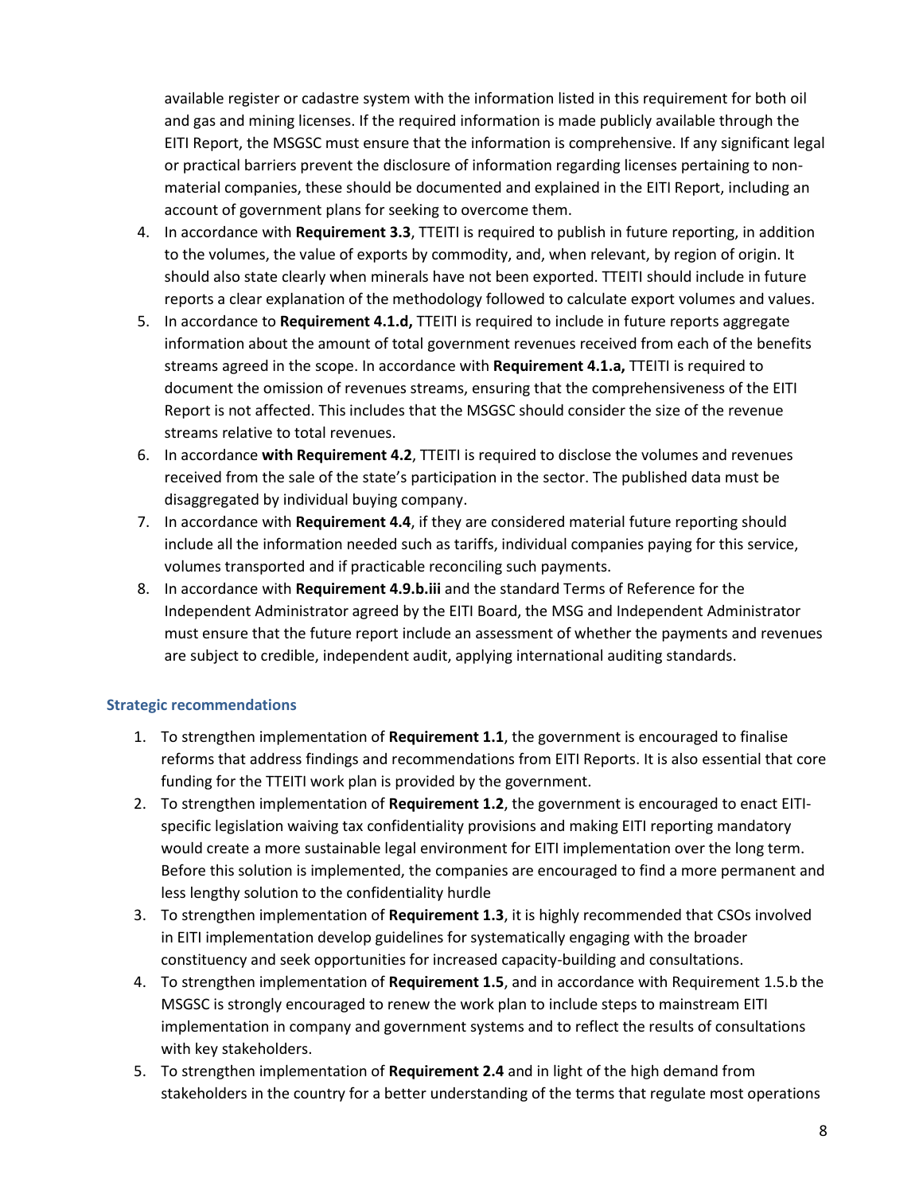available register or cadastre system with the information listed in this requirement for both oil and gas and mining licenses. If the required information is made publicly available through the EITI Report, the MSGSC must ensure that the information is comprehensive. If any significant legal or practical barriers prevent the disclosure of information regarding licenses pertaining to non-material companies, these should be documented and explained in the EITI Report, including an account of government plans for seeking to overcome them.

4. In accordance with **Requirement 3.3**, TTEITI is required to publish in future reporting, in addition to the volumes, the value of exports by commodity, and, when relevant, by region of origin. It should also state clearly when minerals have not been exported. TTEITI should include in future reports a clear explanation of the methodology followed to calculate export volumes and values.
5. In accordance to **Requirement 4.1.d,** TTEITI is required to include in future reports aggregate information about the amount of total government revenues received from each of the benefits streams agreed in the scope. In accordance with **Requirement 4.1.a,** TTEITI is required to document the omission of revenues streams, ensuring that the comprehensiveness of the EITI Report is not affected. This includes that the MSGSC should consider the size of the revenue streams relative to total revenues.
6. In accordance **with Requirement 4.2**, TTEITI is required to disclose the volumes and revenues received from the sale of the state's participation in the sector. The published data must be disaggregated by individual buying company.
7. In accordance with **Requirement 4.4**, if they are considered material future reporting should include all the information needed such as tariffs, individual companies paying for this service, volumes transported and if practicable reconciling such payments.
8. In accordance with **Requirement 4.9.b.iii** and the standard Terms of Reference for the Independent Administrator agreed by the EITI Board, the MSG and Independent Administrator must ensure that the future report include an assessment of whether the payments and revenues are subject to credible, independent audit, applying international auditing standards.

### Strategic recommendations

1. To strengthen implementation of **Requirement 1.1**, the government is encouraged to finalise reforms that address findings and recommendations from EITI Reports. It is also essential that core funding for the TTEITI work plan is provided by the government.
2. To strengthen implementation of **Requirement 1.2**, the government is encouraged to enact EITI-specific legislation waiving tax confidentiality provisions and making EITI reporting mandatory would create a more sustainable legal environment for EITI implementation over the long term. Before this solution is implemented, the companies are encouraged to find a more permanent and less lengthy solution to the confidentiality hurdle
3. To strengthen implementation of **Requirement 1.3**, it is highly recommended that CSOs involved in EITI implementation develop guidelines for systematically engaging with the broader constituency and seek opportunities for increased capacity-building and consultations.
4. To strengthen implementation of **Requirement 1.5**, and in accordance with Requirement 1.5.b the MSGSC is strongly encouraged to renew the work plan to include steps to mainstream EITI implementation in company and government systems and to reflect the results of consultations with key stakeholders.
5. To strengthen implementation of **Requirement 2.4** and in light of the high demand from stakeholders in the country for a better understanding of the terms that regulate most operations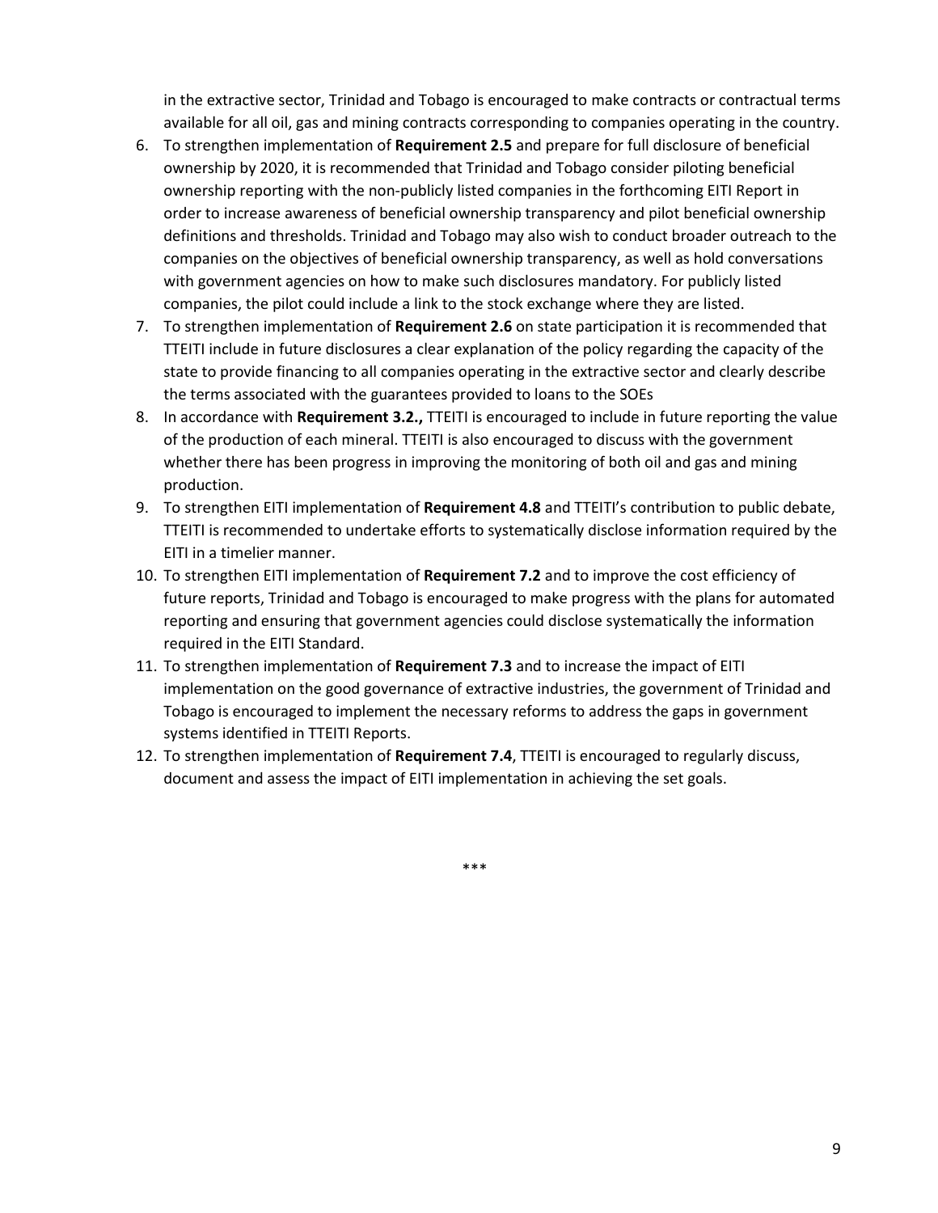in the extractive sector, Trinidad and Tobago is encouraged to make contracts or contractual terms available for all oil, gas and mining contracts corresponding to companies operating in the country.

6. To strengthen implementation of **Requirement 2.5** and prepare for full disclosure of beneficial ownership by 2020, it is recommended that Trinidad and Tobago consider piloting beneficial ownership reporting with the non-publicly listed companies in the forthcoming EITI Report in order to increase awareness of beneficial ownership transparency and pilot beneficial ownership definitions and thresholds. Trinidad and Tobago may also wish to conduct broader outreach to the companies on the objectives of beneficial ownership transparency, as well as hold conversations with government agencies on how to make such disclosures mandatory. For publicly listed companies, the pilot could include a link to the stock exchange where they are listed.
7. To strengthen implementation of **Requirement 2.6** on state participation it is recommended that TTEITI include in future disclosures a clear explanation of the policy regarding the capacity of the state to provide financing to all companies operating in the extractive sector and clearly describe the terms associated with the guarantees provided to loans to the SOEs
8. In accordance with **Requirement 3.2.,** TTEITI is encouraged to include in future reporting the value of the production of each mineral. TTEITI is also encouraged to discuss with the government whether there has been progress in improving the monitoring of both oil and gas and mining production.
9. To strengthen EITI implementation of **Requirement 4.8** and TTEITI's contribution to public debate, TTEITI is recommended to undertake efforts to systematically disclose information required by the EITI in a timelier manner.
10. To strengthen EITI implementation of **Requirement 7.2** and to improve the cost efficiency of future reports, Trinidad and Tobago is encouraged to make progress with the plans for automated reporting and ensuring that government agencies could disclose systematically the information required in the EITI Standard.
11. To strengthen implementation of **Requirement 7.3** and to increase the impact of EITI implementation on the good governance of extractive industries, the government of Trinidad and Tobago is encouraged to implement the necessary reforms to address the gaps in government systems identified in TTEITI Reports.
12. To strengthen implementation of **Requirement 7.4**, TTEITI is encouraged to regularly discuss, document and assess the impact of EITI implementation in achieving the set goals.

***